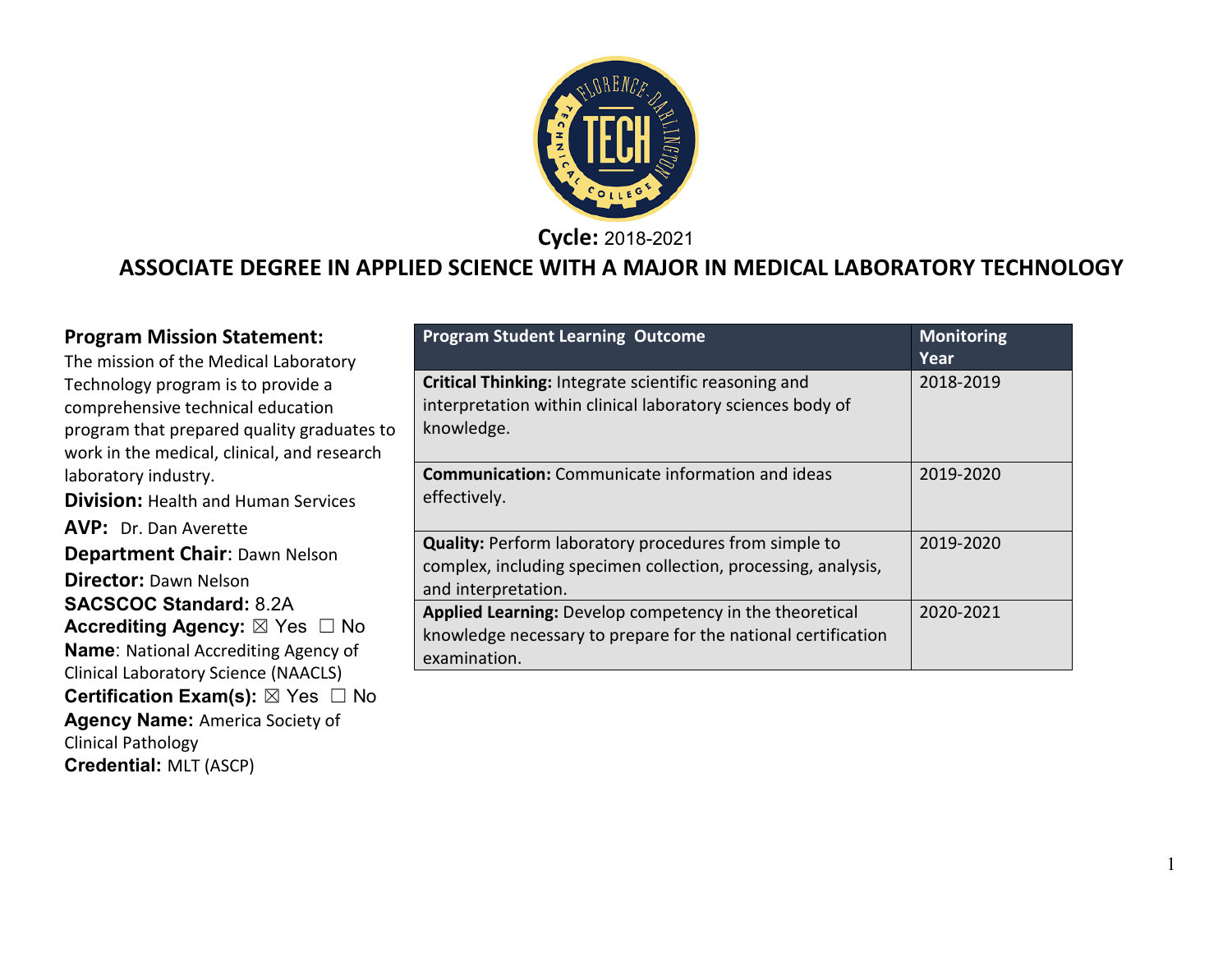**Cycle:** 2018-2021

# ASSOCIATE DEGREE IN APPLIED SCIENCE WITH A MAJOR IN MEDICAL LABORATORY TECHNOLOGY

## Program Mission Statement:

The mission of the Medical Laboratory Technology program is to provide a comprehensive technical education program that prepared quality graduates to work in the medical, clinical, and research laboratory industry.

**Division:** Health and Human Services

**AVP:** Dr. Dan Averette

**Department Chair**: Dawn Nelson

**Director:** Dawn Nelson

**SACSCOC Standard:** 8.2A

**Accrediting Agency:** ☒ Yes ☐ No

**Name**: National Accrediting Agency of Clinical Laboratory Science (NAACLS)

**Certification Exam(s):** ☒ Yes ☐ No

**Agency Name:** America Society of Clinical Pathology

**Credential:** MLT (ASCP)

| Program Student Learning Outcome | Monitoring Year |
|---|---|
| **Critical Thinking:** Integrate scientific reasoning and interpretation within clinical laboratory sciences body of knowledge. | 2018-2019 |
| **Communication:** Communicate information and ideas effectively. | 2019-2020 |
| **Quality:** Perform laboratory procedures from simple to complex, including specimen collection, processing, analysis, and interpretation. | 2019-2020 |
| **Applied Learning:** Develop competency in the theoretical knowledge necessary to prepare for the national certification examination. | 2020-2021 |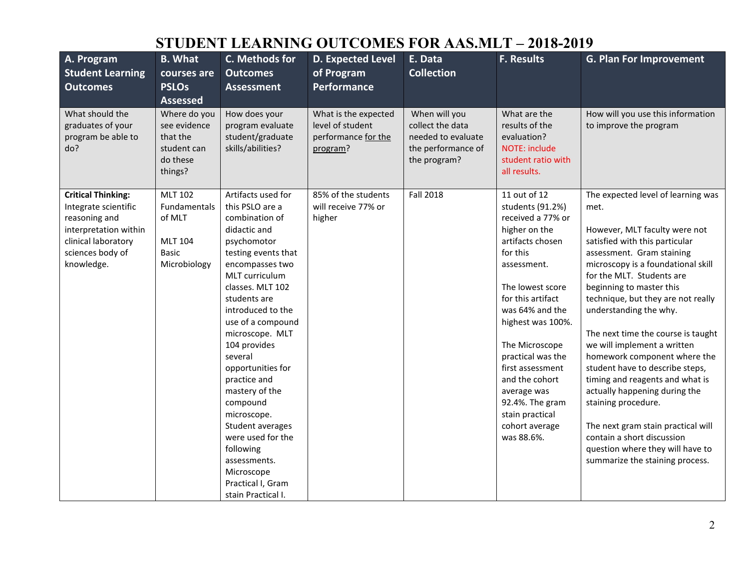# STUDENT LEARNING OUTCOMES FOR AAS.MLT – 2018-2019

| A. Program Student Learning Outcomes | B. What courses are PSLOs Assessed | C. Methods for Outcomes Assessment | D. Expected Level of Program Performance | E. Data Collection | F. Results | G. Plan For Improvement |
|---|---|---|---|---|---|---|
| What should the graduates of your program be able to do? | Where do you see evidence that the student can do these things? | How does your program evaluate student/graduate skills/abilities? | What is the expected level of student performance for the program? | When will you collect the data needed to evaluate the performance of the program? | What are the results of the evaluation? NOTE: include student ratio with all results. | How will you use this information to improve the program |
| **Critical Thinking:** Integrate scientific reasoning and interpretation within clinical laboratory sciences body of knowledge. | MLT 102 Fundamentals of MLT<br><br>MLT 104 Basic Microbiology | Artifacts used for this PSLO are a combination of didactic and psychomotor testing events that encompasses two MLT curriculum classes. MLT 102 students are introduced to the use of a compound microscope. MLT 104 provides several opportunities for practice and mastery of the compound microscope. Student averages were used for the following assessments. Microscope Practical I, Gram stain Practical I. | 85% of the students will receive 77% or higher | Fall 2018 | 11 out of 12 students (91.2%) received a 77% or higher on the artifacts chosen for this assessment.<br><br>The lowest score for this artifact was 64% and the highest was 100%.<br><br>The Microscope practical was the first assessment and the cohort average was 92.4%. The gram stain practical cohort average was 88.6%. | The expected level of learning was met.<br><br>However, MLT faculty were not satisfied with this particular assessment. Gram staining microscopy is a foundational skill for the MLT. Students are beginning to master this technique, but they are not really understanding the why.<br><br>The next time the course is taught we will implement a written homework component where the student have to describe steps, timing and reagents and what is actually happening during the staining procedure.<br><br>The next gram stain practical will contain a short discussion question where they will have to summarize the staining process. |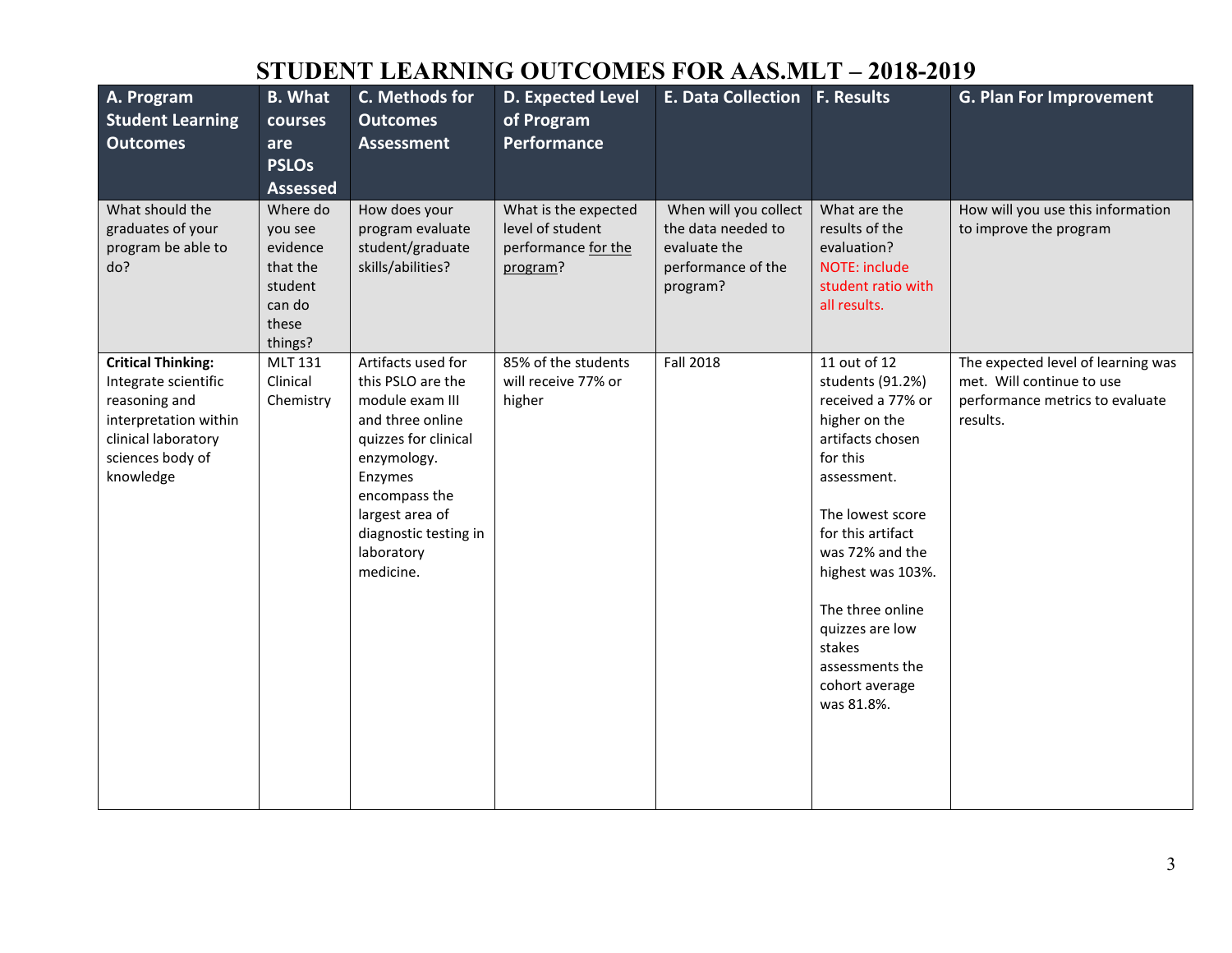# STUDENT LEARNING OUTCOMES FOR AAS.MLT – 2018-2019

| A. Program Student Learning Outcomes | B. What courses are PSLOs Assessed | C. Methods for Outcomes Assessment | D. Expected Level of Program Performance | E. Data Collection | F. Results | G. Plan For Improvement |
|---|---|---|---|---|---|---|
| What should the graduates of your program be able to do? | Where do you see evidence that the student can do these things? | How does your program evaluate student/graduate skills/abilities? | What is the expected level of student performance for the program? | When will you collect the data needed to evaluate the performance of the program? | What are the results of the evaluation? NOTE: include student ratio with all results. | How will you use this information to improve the program |
| **Critical Thinking:** Integrate scientific reasoning and interpretation within clinical laboratory sciences body of knowledge | MLT 131 Clinical Chemistry | Artifacts used for this PSLO are the module exam III and three online quizzes for clinical enzymology. Enzymes encompass the largest area of diagnostic testing in laboratory medicine. | 85% of the students will receive 77% or higher | Fall 2018 | 11 out of 12 students (91.2%) received a 77% or higher on the artifacts chosen for this assessment.<br><br>The lowest score for this artifact was 72% and the highest was 103%.<br><br>The three online quizzes are low stakes assessments the cohort average was 81.8%. | The expected level of learning was met. Will continue to use performance metrics to evaluate results. |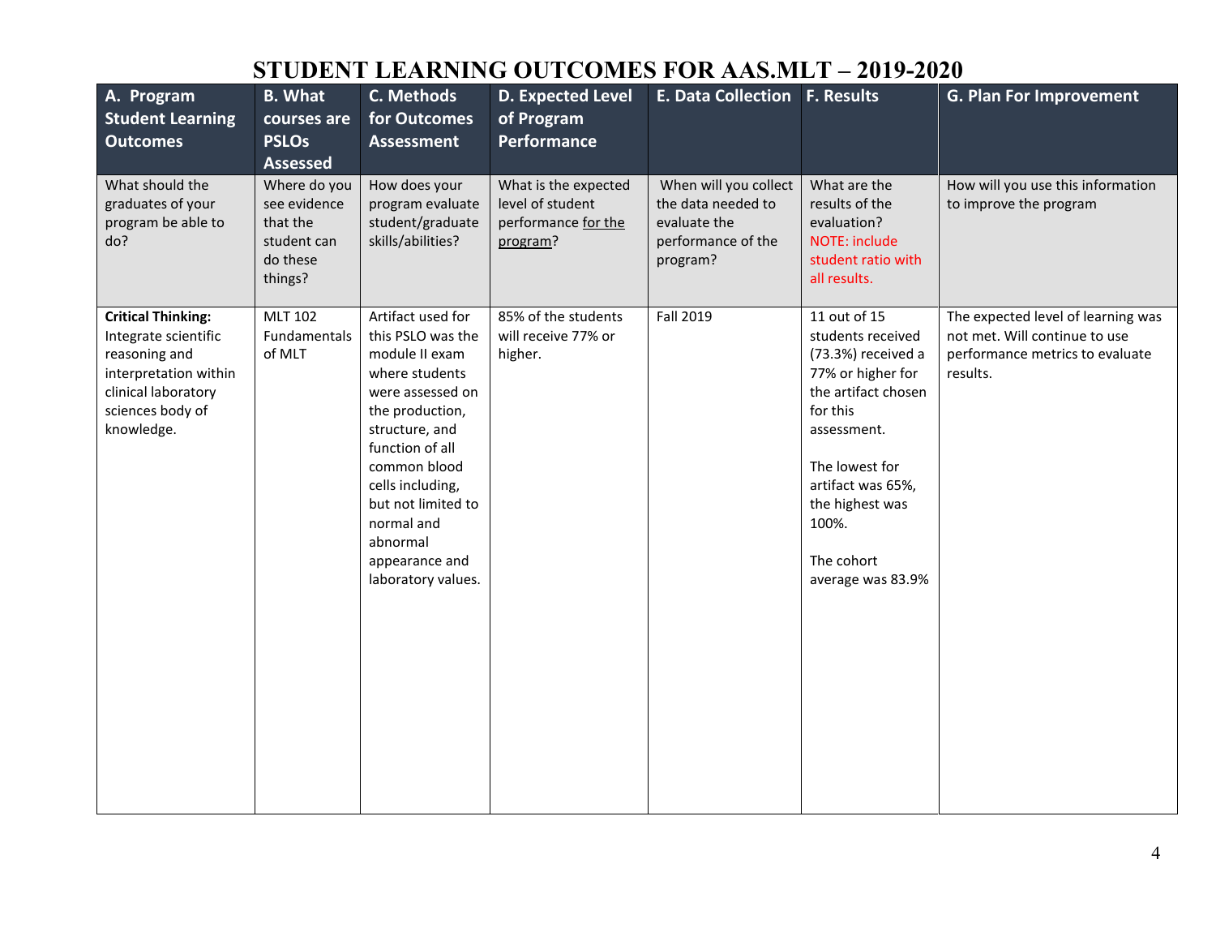# STUDENT LEARNING OUTCOMES FOR AAS.MLT – 2019-2020

| A. Program Student Learning Outcomes | B. What courses are PSLOs Assessed | C. Methods for Outcomes Assessment | D. Expected Level of Program Performance | E. Data Collection | F. Results | G. Plan For Improvement |
|---|---|---|---|---|---|---|
| What should the graduates of your program be able to do? | Where do you see evidence that the student can do these things? | How does your program evaluate student/graduate skills/abilities? | What is the expected level of student performance for the program? | When will you collect the data needed to evaluate the performance of the program? | What are the results of the evaluation? NOTE: include student ratio with all results. | How will you use this information to improve the program |
| **Critical Thinking:** Integrate scientific reasoning and interpretation within clinical laboratory sciences body of knowledge. | MLT 102 Fundamentals of MLT | Artifact used for this PSLO was the module II exam where students were assessed on the production, structure, and function of all common blood cells including, but not limited to normal and abnormal appearance and laboratory values. | 85% of the students will receive 77% or higher. | Fall 2019 | 11 out of 15 students received (73.3%) received a 77% or higher for the artifact chosen for this assessment.<br><br>The lowest for artifact was 65%, the highest was 100%.<br><br>The cohort average was 83.9% | The expected level of learning was not met. Will continue to use performance metrics to evaluate results. |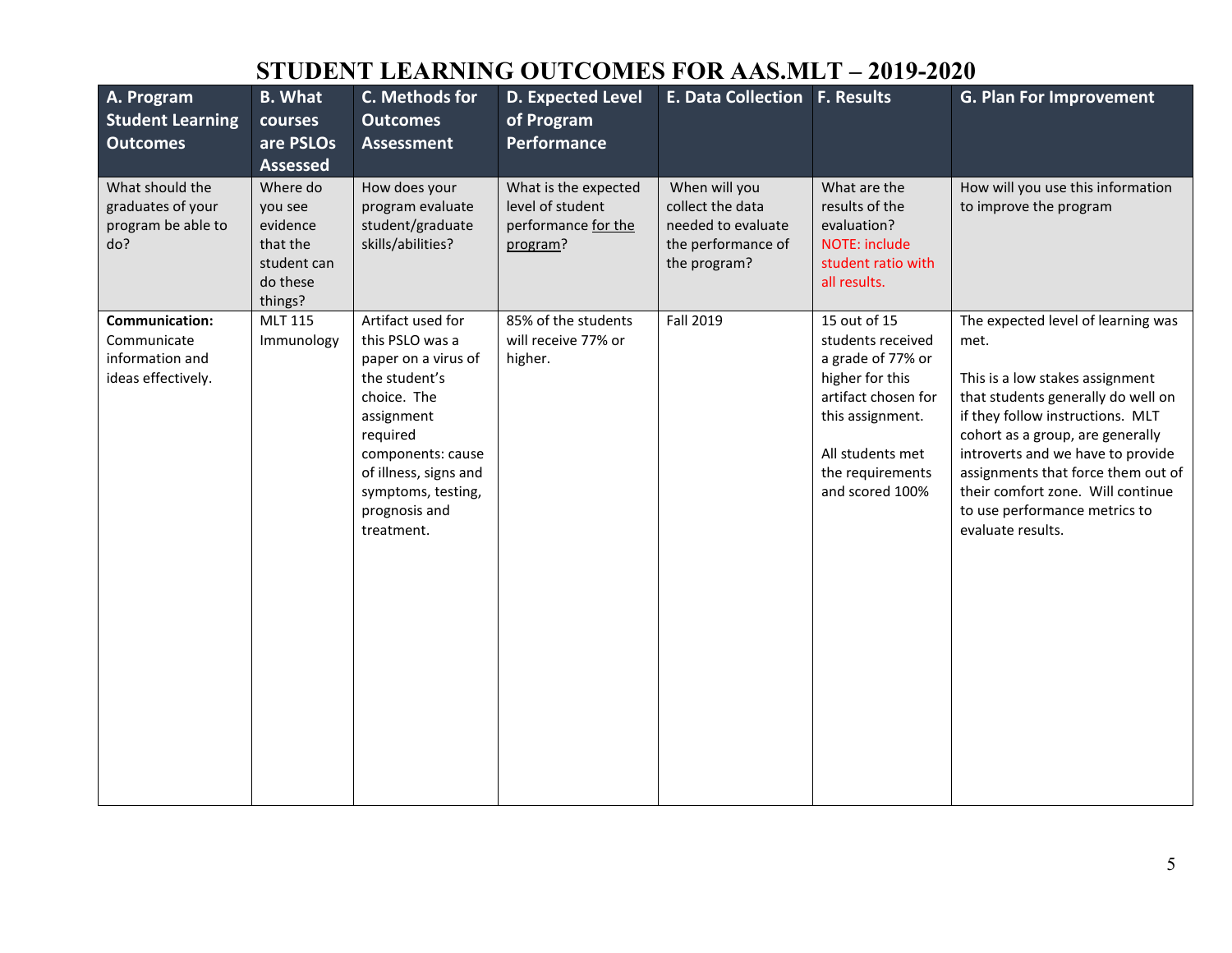# STUDENT LEARNING OUTCOMES FOR AAS.MLT – 2019-2020

| A. Program Student Learning Outcomes | B. What courses are PSLOs Assessed | C. Methods for Outcomes Assessment | D. Expected Level of Program Performance | E. Data Collection | F. Results | G. Plan For Improvement |
|---|---|---|---|---|---|---|
| What should the graduates of your program be able to do? | Where do you see evidence that the student can do these things? | How does your program evaluate student/graduate skills/abilities? | What is the expected level of student performance for the program? | When will you collect the data needed to evaluate the performance of the program? | What are the results of the evaluation? NOTE: include student ratio with all results. | How will you use this information to improve the program |
| **Communication:** Communicate information and ideas effectively. | MLT 115 Immunology | Artifact used for this PSLO was a paper on a virus of the student's choice. The assignment required components: cause of illness, signs and symptoms, testing, prognosis and treatment. | 85% of the students will receive 77% or higher. | Fall 2019 | 15 out of 15 students received a grade of 77% or higher for this artifact chosen for this assignment.<br><br>All students met the requirements and scored 100% | The expected level of learning was met.<br><br>This is a low stakes assignment that students generally do well on if they follow instructions. MLT cohort as a group, are generally introverts and we have to provide assignments that force them out of their comfort zone. Will continue to use performance metrics to evaluate results. |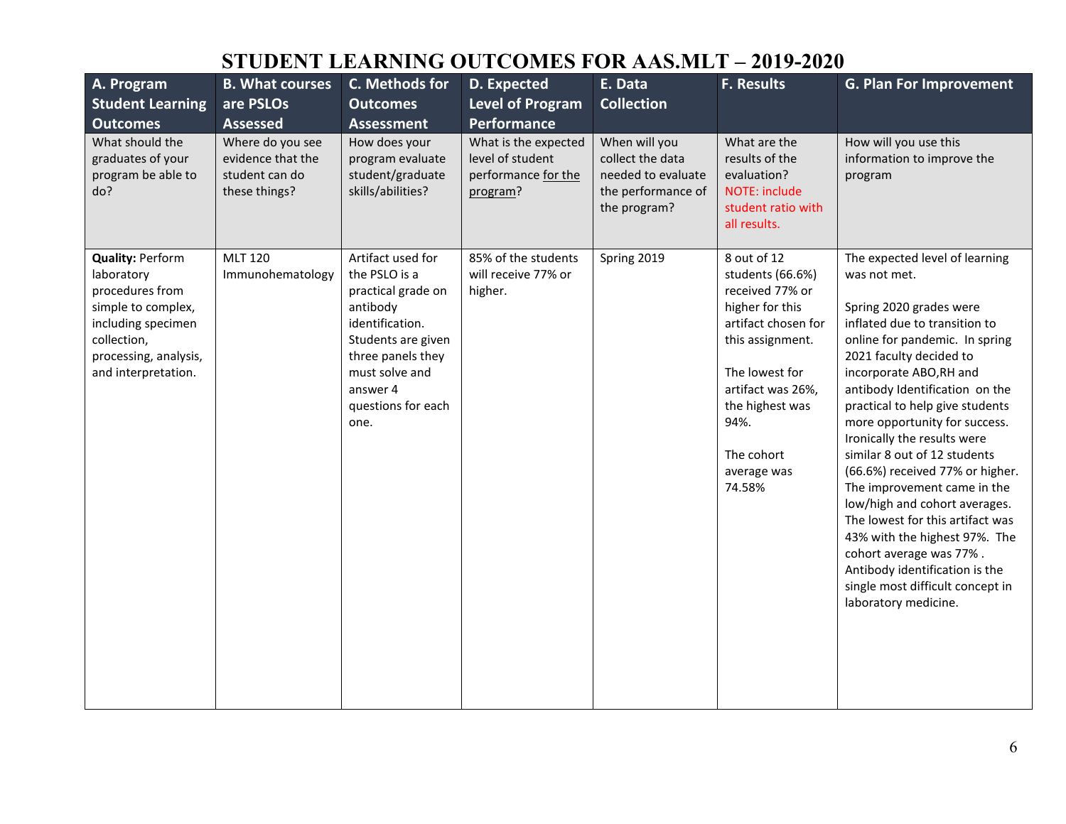# STUDENT LEARNING OUTCOMES FOR AAS.MLT – 2019-2020

| A. Program Student Learning Outcomes | B. What courses are PSLOs Assessed | C. Methods for Outcomes Assessment | D. Expected Level of Program Performance | E. Data Collection | F. Results | G. Plan For Improvement |
|---|---|---|---|---|---|---|
| What should the graduates of your program be able to do? | Where do you see evidence that the student can do these things? | How does your program evaluate student/graduate skills/abilities? | What is the expected level of student performance for the program? | When will you collect the data needed to evaluate the performance of the program? | What are the results of the evaluation? NOTE: include student ratio with all results. | How will you use this information to improve the program |
| **Quality:** Perform laboratory procedures from simple to complex, including specimen collection, processing, analysis, and interpretation. | MLT 120 Immunohematology | Artifact used for the PSLO is a practical grade on antibody identification. Students are given three panels they must solve and answer 4 questions for each one. | 85% of the students will receive 77% or higher. | Spring 2019 | 8 out of 12 students (66.6%) received 77% or higher for this artifact chosen for this assignment.<br><br>The lowest for artifact was 26%, the highest was 94%.<br><br>The cohort average was 74.58% | The expected level of learning was not met.<br><br>Spring 2020 grades were inflated due to transition to online for pandemic. In spring 2021 faculty decided to incorporate ABO,RH and antibody Identification on the practical to help give students more opportunity for success. Ironically the results were similar 8 out of 12 students (66.6%) received 77% or higher. The improvement came in the low/high and cohort averages. The lowest for this artifact was 43% with the highest 97%. The cohort average was 77% . Antibody identification is the single most difficult concept in laboratory medicine. |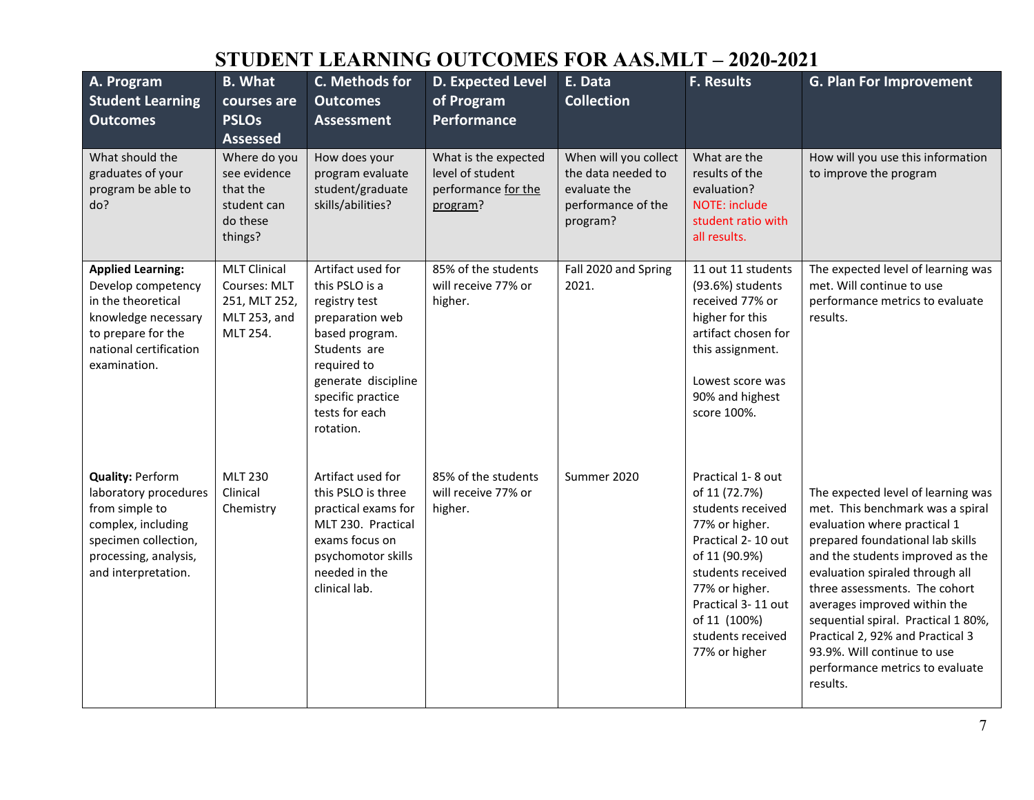# STUDENT LEARNING OUTCOMES FOR AAS.MLT – 2020-2021

| A. Program Student Learning Outcomes | B. What courses are PSLOs Assessed | C. Methods for Outcomes Assessment | D. Expected Level of Program Performance | E. Data Collection | F. Results | G. Plan For Improvement |
|---|---|---|---|---|---|---|
| What should the graduates of your program be able to do? | Where do you see evidence that the student can do these things? | How does your program evaluate student/graduate skills/abilities? | What is the expected level of student performance for the program? | When will you collect the data needed to evaluate the performance of the program? | What are the results of the evaluation? NOTE: include student ratio with all results. | How will you use this information to improve the program |
| **Applied Learning:** Develop competency in the theoretical knowledge necessary to prepare for the national certification examination. | MLT Clinical Courses: MLT 251, MLT 252, MLT 253, and MLT 254. | Artifact used for this PSLO is a registry test preparation web based program. Students are required to generate discipline specific practice tests for each rotation. | 85% of the students will receive 77% or higher. | Fall 2020 and Spring 2021. | 11 out 11 students (93.6%) students received 77% or higher for this artifact chosen for this assignment.<br><br>Lowest score was 90% and highest score 100%. | The expected level of learning was met. Will continue to use performance metrics to evaluate results. |
| **Quality:** Perform laboratory procedures from simple to complex, including specimen collection, processing, analysis, and interpretation. | MLT 230 Clinical Chemistry | Artifact used for this PSLO is three practical exams for MLT 230. Practical exams focus on psychomotor skills needed in the clinical lab. | 85% of the students will receive 77% or higher. | Summer 2020 | Practical 1- 8 out of 11 (72.7%) students received 77% or higher. Practical 2- 10 out of 11 (90.9%) students received 77% or higher. Practical 3- 11 out of 11 (100%) students received 77% or higher | The expected level of learning was met. This benchmark was a spiral evaluation where practical 1 prepared foundational lab skills and the students improved as the evaluation spiraled through all three assessments. The cohort averages improved within the sequential spiral. Practical 1 80%, Practical 2, 92% and Practical 3 93.9%. Will continue to use performance metrics to evaluate results. |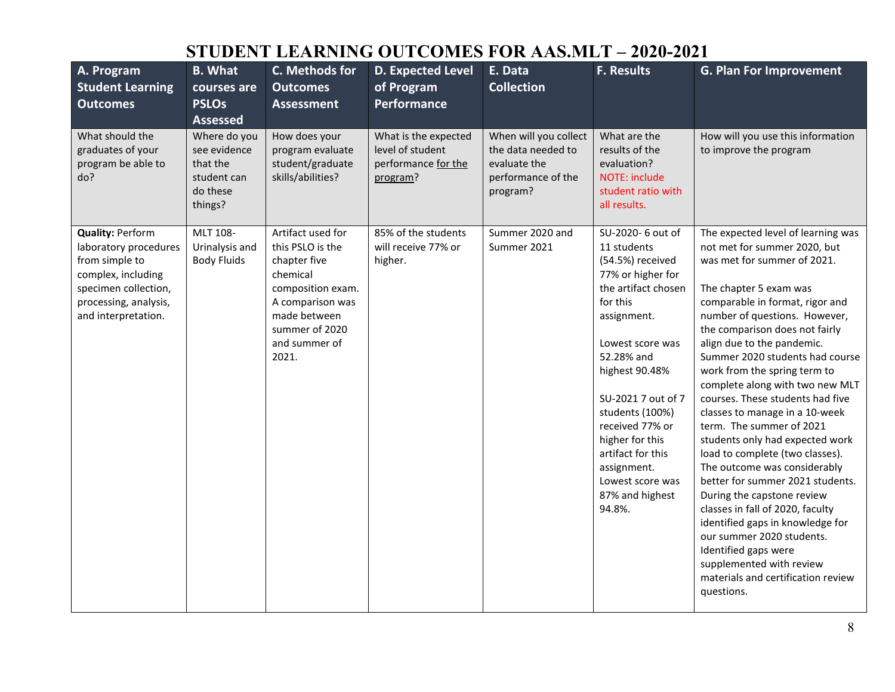# STUDENT LEARNING OUTCOMES FOR AAS.MLT – 2020-2021

| A. Program Student Learning Outcomes | B. What courses are PSLOs Assessed | C. Methods for Outcomes Assessment | D. Expected Level of Program Performance | E. Data Collection | F. Results | G. Plan For Improvement |
|---|---|---|---|---|---|---|
| What should the graduates of your program be able to do? | Where do you see evidence that the student can do these things? | How does your program evaluate student/graduate skills/abilities? | What is the expected level of student performance for the program? | When will you collect the data needed to evaluate the performance of the program? | What are the results of the evaluation? NOTE: include student ratio with all results. | How will you use this information to improve the program |
| **Quality:** Perform laboratory procedures from simple to complex, including specimen collection, processing, analysis, and interpretation. | MLT 108- Urinalysis and Body Fluids | Artifact used for this PSLO is the chapter five chemical composition exam. A comparison was made between summer of 2020 and summer of 2021. | 85% of the students will receive 77% or higher. | Summer 2020 and Summer 2021 | SU-2020- 6 out of 11 students (54.5%) received 77% or higher for the artifact chosen for this assignment.<br><br>Lowest score was 52.28% and highest 90.48%<br><br>SU-2021 7 out of 7 students (100%) received 77% or higher for this artifact for this assignment. Lowest score was 87% and highest 94.8%. | The expected level of learning was not met for summer 2020, but was met for summer of 2021.<br><br>The chapter 5 exam was comparable in format, rigor and number of questions. However, the comparison does not fairly align due to the pandemic. Summer 2020 students had course work from the spring term to complete along with two new MLT courses. These students had five classes to manage in a 10-week term. The summer of 2021 students only had expected work load to complete (two classes). The outcome was considerably better for summer 2021 students. During the capstone review classes in fall of 2020, faculty identified gaps in knowledge for our summer 2020 students. Identified gaps were supplemented with review materials and certification review questions. |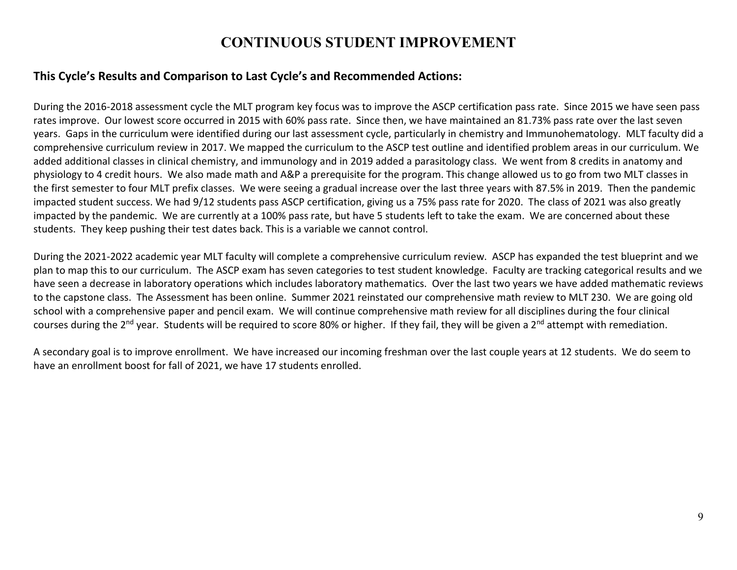# CONTINUOUS STUDENT IMPROVEMENT

### This Cycle's Results and Comparison to Last Cycle's and Recommended Actions:

During the 2016-2018 assessment cycle the MLT program key focus was to improve the ASCP certification pass rate. Since 2015 we have seen pass rates improve. Our lowest score occurred in 2015 with 60% pass rate. Since then, we have maintained an 81.73% pass rate over the last seven years. Gaps in the curriculum were identified during our last assessment cycle, particularly in chemistry and Immunohematology. MLT faculty did a comprehensive curriculum review in 2017. We mapped the curriculum to the ASCP test outline and identified problem areas in our curriculum. We added additional classes in clinical chemistry, and immunology and in 2019 added a parasitology class. We went from 8 credits in anatomy and physiology to 4 credit hours. We also made math and A&P a prerequisite for the program. This change allowed us to go from two MLT classes in the first semester to four MLT prefix classes. We were seeing a gradual increase over the last three years with 87.5% in 2019. Then the pandemic impacted student success. We had 9/12 students pass ASCP certification, giving us a 75% pass rate for 2020. The class of 2021 was also greatly impacted by the pandemic. We are currently at a 100% pass rate, but have 5 students left to take the exam. We are concerned about these students. They keep pushing their test dates back. This is a variable we cannot control.

During the 2021-2022 academic year MLT faculty will complete a comprehensive curriculum review. ASCP has expanded the test blueprint and we plan to map this to our curriculum. The ASCP exam has seven categories to test student knowledge. Faculty are tracking categorical results and we have seen a decrease in laboratory operations which includes laboratory mathematics. Over the last two years we have added mathematic reviews to the capstone class. The Assessment has been online. Summer 2021 reinstated our comprehensive math review to MLT 230. We are going old school with a comprehensive paper and pencil exam. We will continue comprehensive math review for all disciplines during the four clinical courses during the 2nd year. Students will be required to score 80% or higher. If they fail, they will be given a 2nd attempt with remediation.

A secondary goal is to improve enrollment. We have increased our incoming freshman over the last couple years at 12 students. We do seem to have an enrollment boost for fall of 2021, we have 17 students enrolled.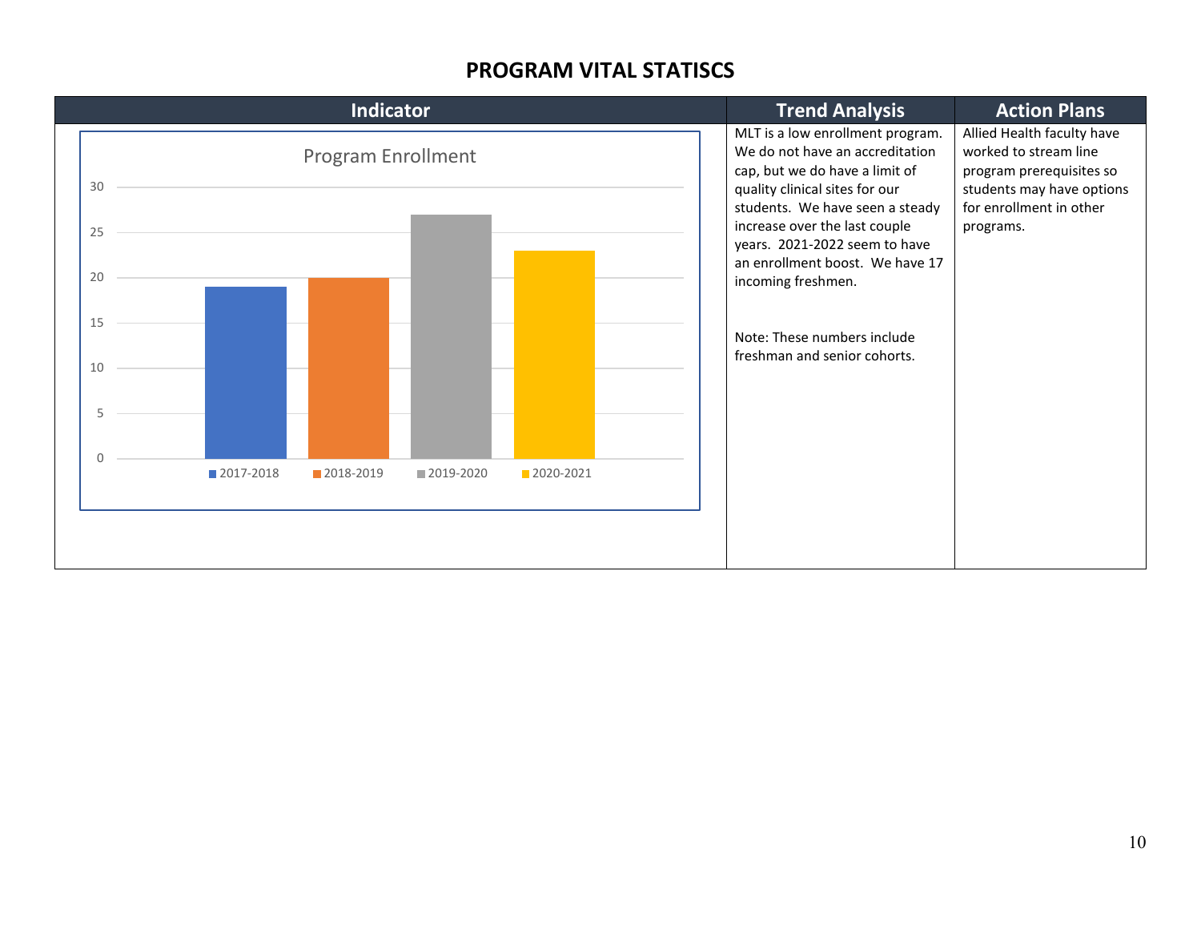# PROGRAM VITAL STATISCS

| Indicator | Trend Analysis | Action Plans |
|---|---|---|
| Program Enrollment<br>30<br>25<br>20<br>15<br>10<br>5<br>0<br>2017-2018 2018-2019 2019-2020 2020-2021 | MLT is a low enrollment program. We do not have an accreditation cap, but we do have a limit of quality clinical sites for our students. We have seen a steady increase over the last couple years. 2021-2022 seem to have an enrollment boost. We have 17 incoming freshmen.<br><br>Note: These numbers include freshman and senior cohorts. | Allied Health faculty have worked to stream line program prerequisites so students may have options for enrollment in other programs. |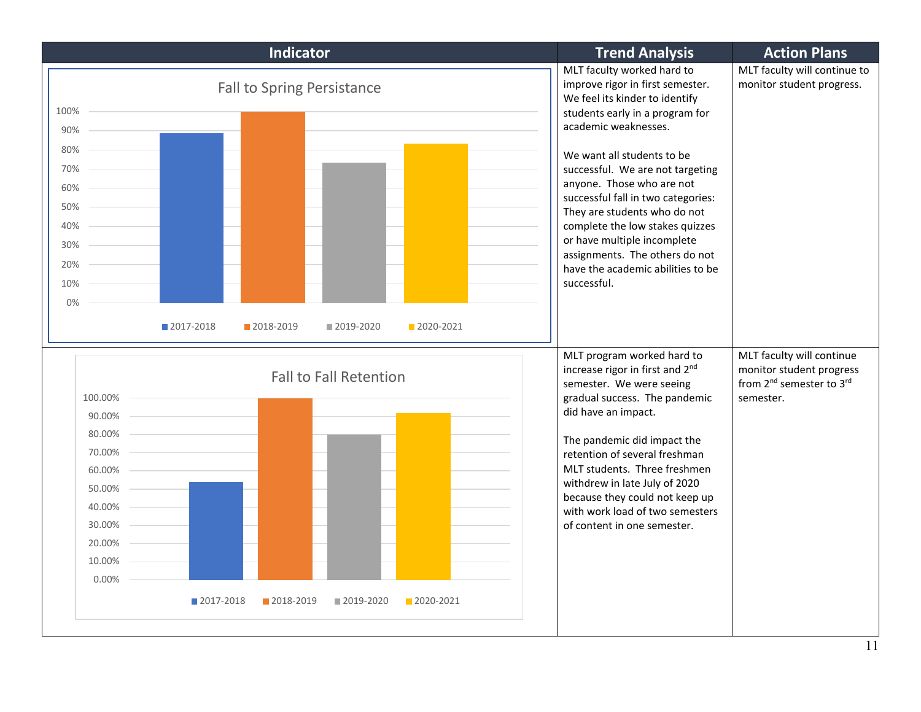| Indicator | Trend Analysis | Action Plans |
|---|---|---|
| Fall to Spring Persistance<br>100%<br>90%<br>80%<br>70%<br>60%<br>50%<br>40%<br>30%<br>20%<br>10%<br>0%<br>2017-2018 2018-2019 2019-2020 2020-2021 | MLT faculty worked hard to improve rigor in first semester. We feel its kinder to identify students early in a program for academic weaknesses.<br><br>We want all students to be successful. We are not targeting anyone. Those who are not successful fall in two categories: They are students who do not complete the low stakes quizzes or have multiple incomplete assignments. The others do not have the academic abilities to be successful. | MLT faculty will continue to monitor student progress. |
| Fall to Fall Retention<br>100.00%<br>90.00%<br>80.00%<br>70.00%<br>60.00%<br>50.00%<br>40.00%<br>30.00%<br>20.00%<br>10.00%<br>0.00%<br>2017-2018 2018-2019 2019-2020 2020-2021 | MLT program worked hard to increase rigor in first and 2nd semester. We were seeing gradual success. The pandemic did have an impact.<br><br>The pandemic did impact the retention of several freshman MLT students. Three freshmen withdrew in late July of 2020 because they could not keep up with work load of two semesters of content in one semester. | MLT faculty will continue monitor student progress from 2nd semester to 3rd semester. |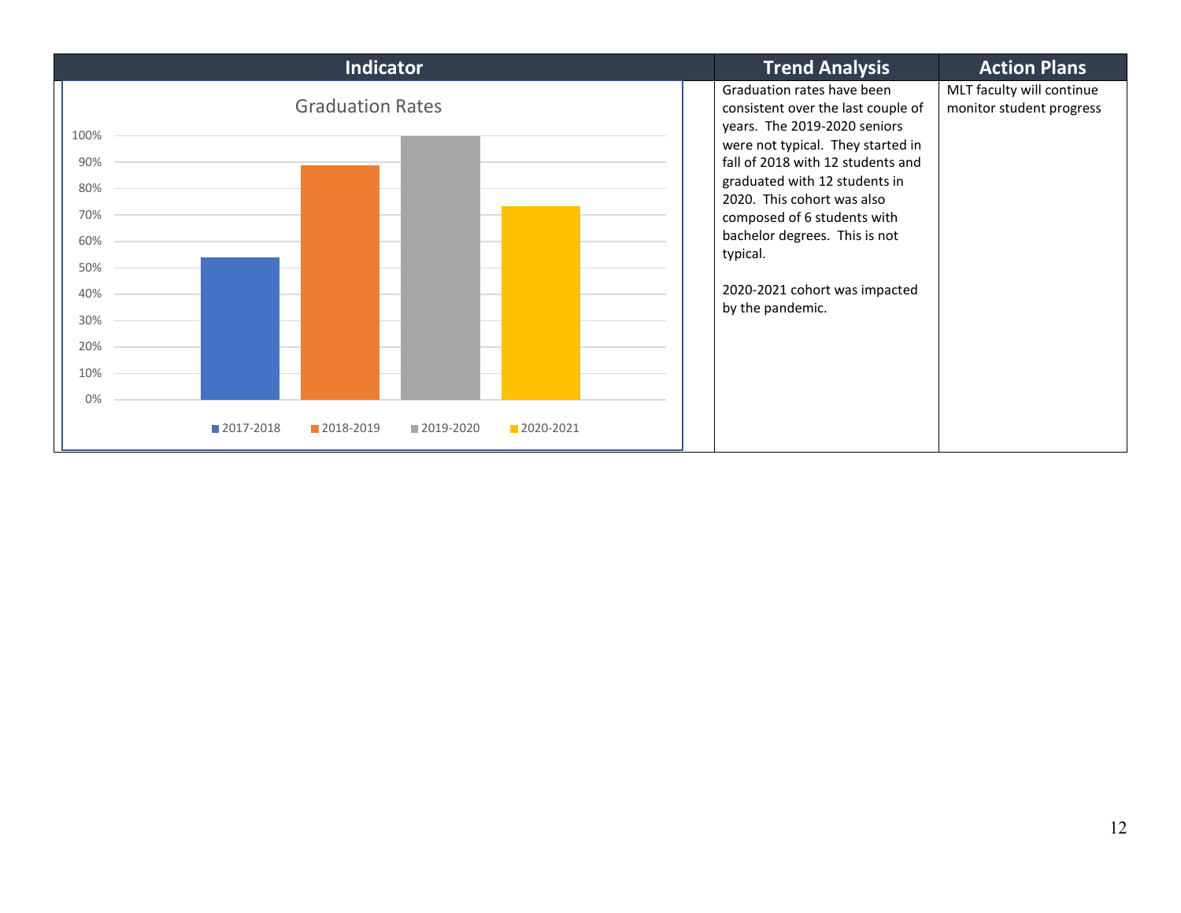| Indicator | Trend Analysis | Action Plans |
| --- | --- | --- |
| Graduation Rates<br>100%<br>90%<br>80%<br>70%<br>60%<br>50%<br>40%<br>30%<br>20%<br>10%<br>0%<br>2017-2018 2018-2019 2019-2020 2020-2021 | Graduation rates have been consistent over the last couple of years. The 2019-2020 seniors were not typical. They started in fall of 2018 with 12 students and graduated with 12 students in 2020. This cohort was also composed of 6 students with bachelor degrees. This is not typical.<br><br>2020-2021 cohort was impacted by the pandemic. | MLT faculty will continue monitor student progress |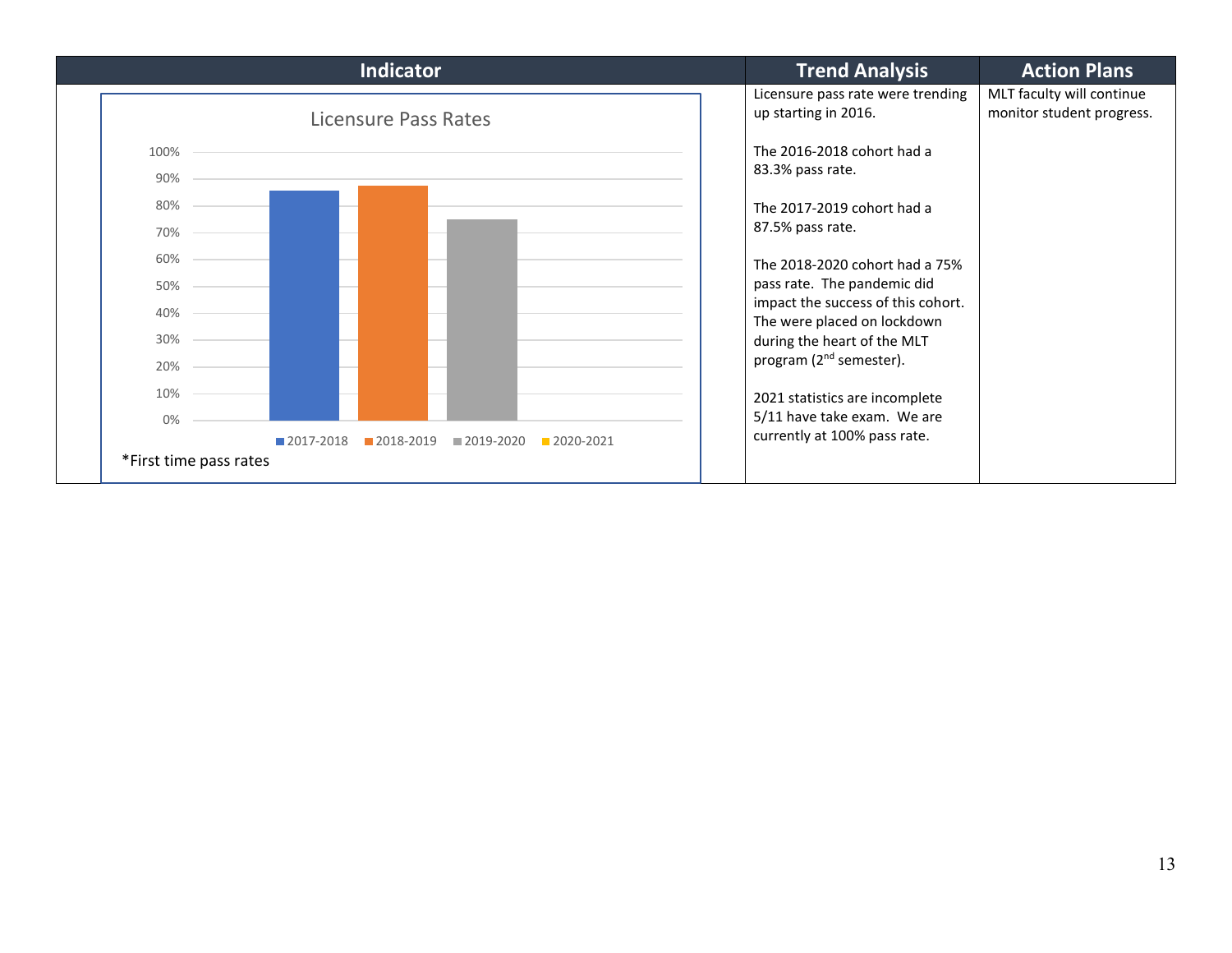| Indicator | Trend Analysis | Action Plans |
| --- | --- | --- |
| Licensure Pass Rates<br><br>100%<br>90%<br>80%<br>70%<br>60%<br>50%<br>40%<br>30%<br>20%<br>10%<br>0%<br><br>2017-2018 2018-2019 2019-2020 2020-2021<br><br>*First time pass rates | Licensure pass rate were trending up starting in 2016.<br><br>The 2016-2018 cohort had a 83.3% pass rate.<br><br>The 2017-2019 cohort had a 87.5% pass rate.<br><br>The 2018-2020 cohort had a 75% pass rate. The pandemic did impact the success of this cohort. The were placed on lockdown during the heart of the MLT program (2nd semester).<br><br>2021 statistics are incomplete 5/11 have take exam. We are currently at 100% pass rate. | MLT faculty will continue monitor student progress. |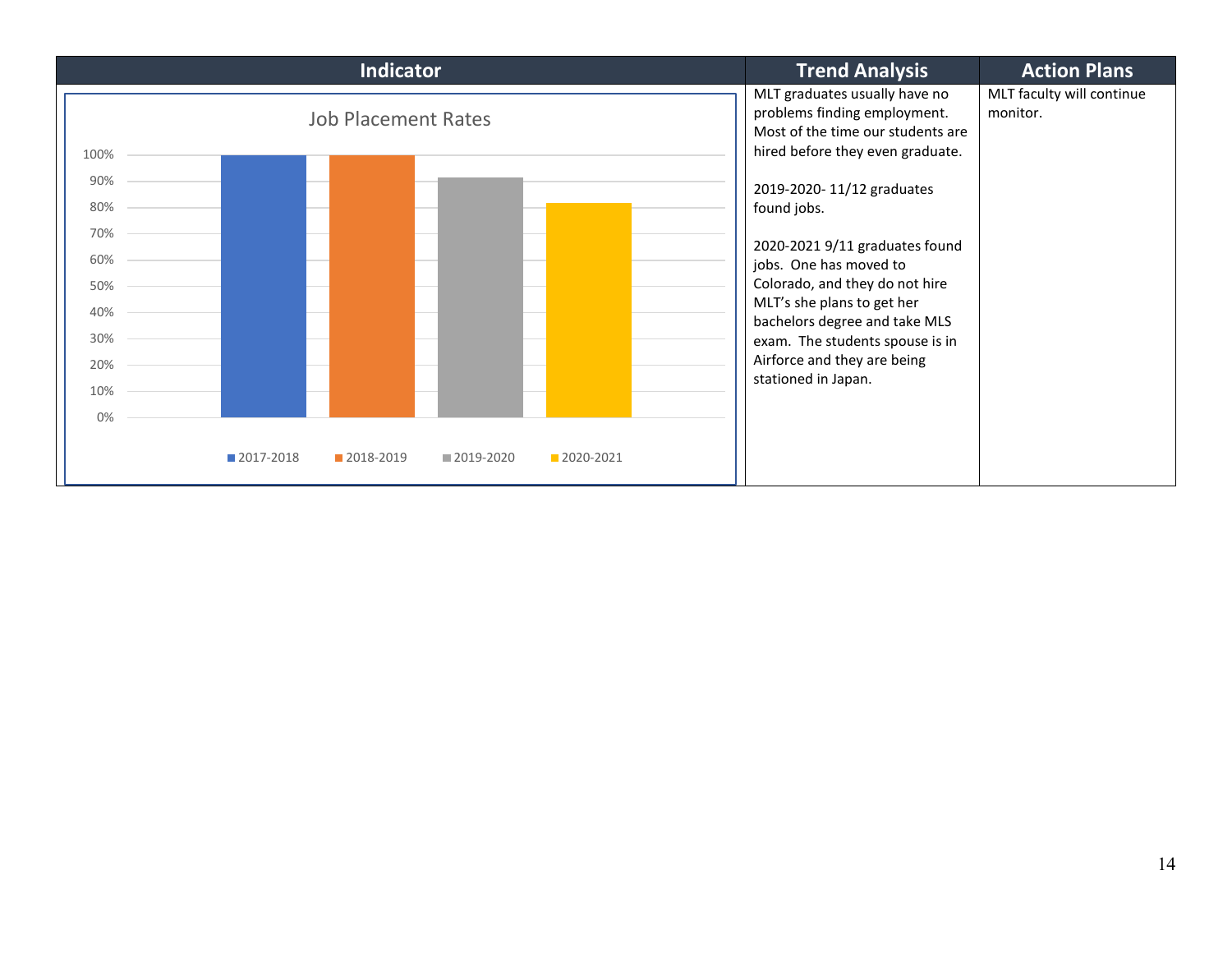| Indicator | Trend Analysis | Action Plans |
|---|---|---|
| Job Placement Rates<br>100%<br>90%<br>80%<br>70%<br>60%<br>50%<br>40%<br>30%<br>20%<br>10%<br>0%<br>2017-2018 2018-2019 2019-2020 2020-2021 | MLT graduates usually have no problems finding employment. Most of the time our students are hired before they even graduate.<br><br>2019-2020- 11/12 graduates found jobs.<br><br>2020-2021 9/11 graduates found jobs. One has moved to Colorado, and they do not hire MLT's she plans to get her bachelors degree and take MLS exam. The students spouse is in Airforce and they are being stationed in Japan. | MLT faculty will continue monitor. |